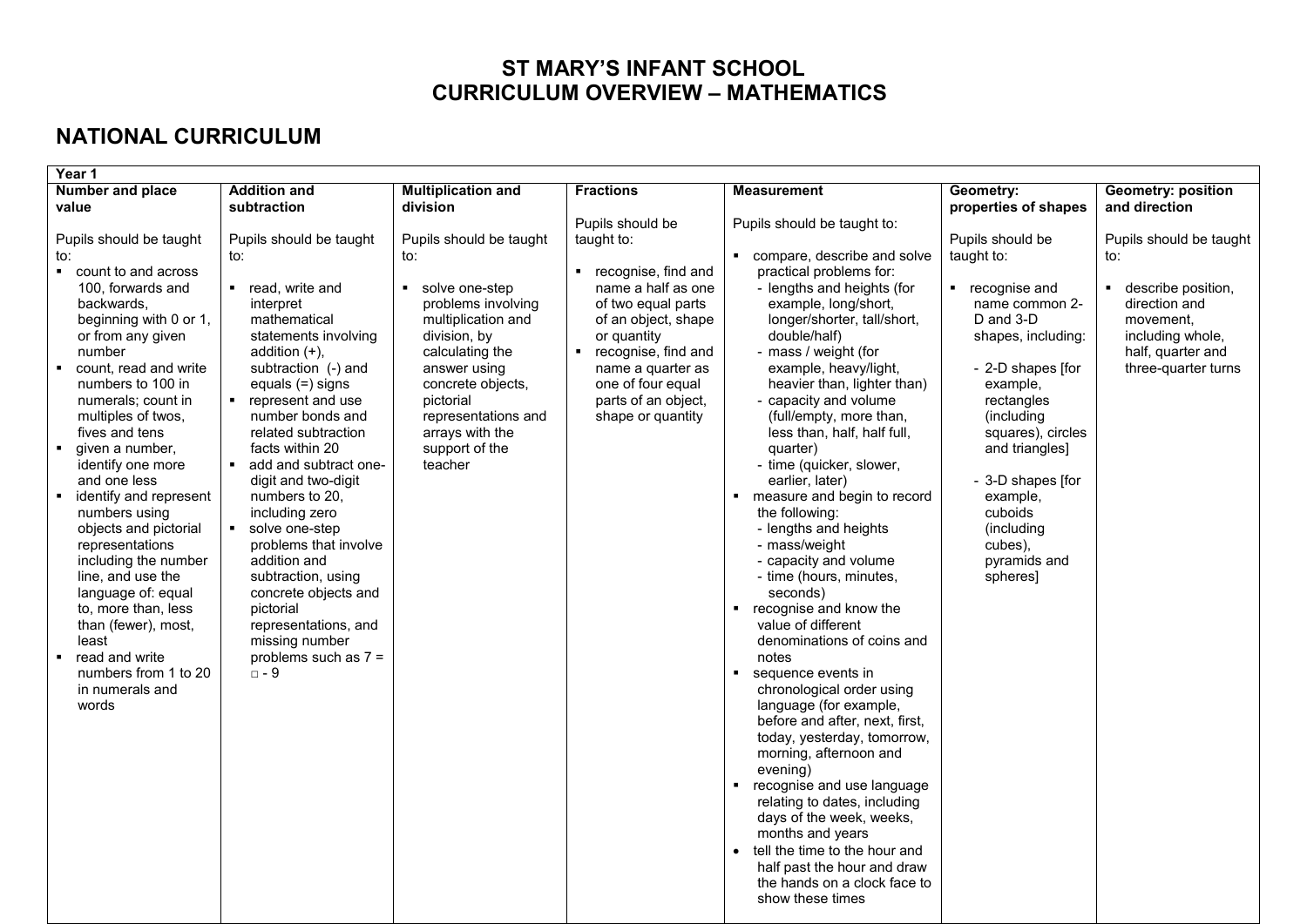# ST MARY'S INFANT SCHOOL
# CURRICULUM OVERVIEW – MATHEMATICS

## NATIONAL CURRICULUM

| Year 1 | | | | | | |
|---|---|---|---|---|---|---|
| **Number and place value** | **Addition and subtraction** | **Multiplication and division** | **Fractions** | **Measurement** | **Geometry: properties of shapes** | **Geometry: position and direction** |
| Pupils should be taught to:<br>▪ count to and across 100, forwards and backwards, beginning with 0 or 1, or from any given number<br>▪ count, read and write numbers to 100 in numerals; count in multiples of twos, fives and tens<br>▪ given a number, identify one more and one less<br>▪ identify and represent numbers using objects and pictorial representations including the number line, and use the language of: equal to, more than, less than (fewer), most, least<br>▪ read and write numbers from 1 to 20 in numerals and words | Pupils should be taught to:<br>▪ read, write and interpret mathematical statements involving addition (+), subtraction (-) and equals (=) signs<br>▪ represent and use number bonds and related subtraction facts within 20<br>▪ add and subtract one-digit and two-digit numbers to 20, including zero<br>▪ solve one-step problems that involve addition and subtraction, using concrete objects and pictorial representations, and missing number problems such as 7 = □ - 9 | Pupils should be taught to:<br>▪ solve one-step problems involving multiplication and division, by calculating the answer using concrete objects, pictorial representations and arrays with the support of the teacher | Pupils should be taught to:<br>▪ recognise, find and name a half as one of two equal parts of an object, shape or quantity<br>▪ recognise, find and name a quarter as one of four equal parts of an object, shape or quantity | Pupils should be taught to:<br>▪ compare, describe and solve practical problems for:<br>- lengths and heights (for example, long/short, longer/shorter, tall/short, double/half)<br>- mass / weight (for example, heavy/light, heavier than, lighter than)<br>- capacity and volume (full/empty, more than, less than, half, half full, quarter)<br>- time (quicker, slower, earlier, later)<br>▪ measure and begin to record the following:<br>- lengths and heights<br>- mass/weight<br>- capacity and volume<br>- time (hours, minutes, seconds)<br>▪ recognise and know the value of different denominations of coins and notes<br>▪ sequence events in chronological order using language (for example, before and after, next, first, today, yesterday, tomorrow, morning, afternoon and evening)<br>▪ recognise and use language relating to dates, including days of the week, weeks, months and years<br>• tell the time to the hour and half past the hour and draw the hands on a clock face to show these times | Pupils should be taught to:<br>▪ recognise and name common 2-D and 3-D shapes, including:<br>- 2-D shapes [for example, rectangles (including squares), circles and triangles]<br>- 3-D shapes [for example, cuboids (including cubes), pyramids and spheres] | Pupils should be taught to:<br>▪ describe position, direction and movement, including whole, half, quarter and three-quarter turns |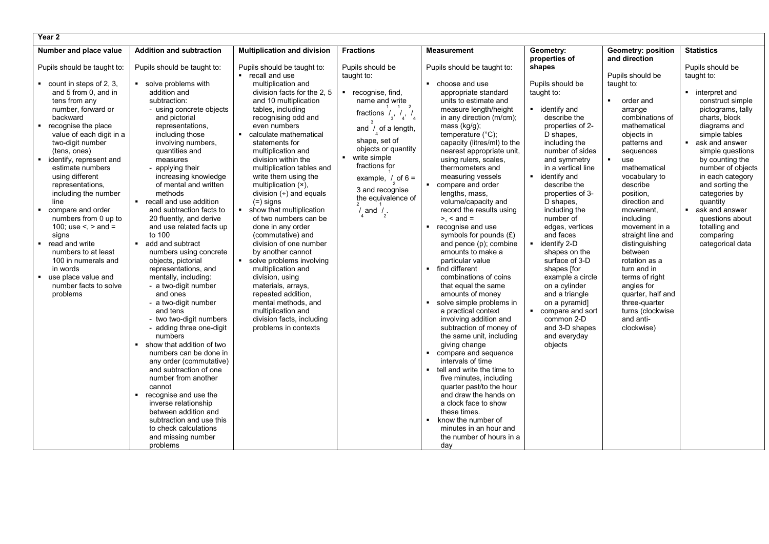## Year 2

| Number and place value | Addition and subtraction | Multiplication and division | Fractions | Measurement | Geometry: properties of shapes | Geometry: position and direction | Statistics |
|---|---|---|---|---|---|---|---|
| Pupils should be taught to:<br>▪ count in steps of 2, 3, and 5 from 0, and in tens from any number, forward or backward<br>▪ recognise the place value of each digit in a two-digit number (tens, ones)<br>▪ identify, represent and estimate numbers using different representations, including the number line<br>▪ compare and order numbers from 0 up to 100; use <, > and = signs<br>▪ read and write numbers to at least 100 in numerals and in words<br>▪ use place value and number facts to solve problems | Pupils should be taught to:<br>▪ solve problems with addition and subtraction:<br>- using concrete objects and pictorial representations, including those involving numbers, quantities and measures<br>- applying their increasing knowledge of mental and written methods<br>▪ recall and use addition and subtraction facts to 20 fluently, and derive and use related facts up to 100<br>▪ add and subtract numbers using concrete objects, pictorial representations, and mentally, including:<br>- a two-digit number and ones<br>- a two-digit number and tens<br>- two two-digit numbers<br>- adding three one-digit numbers<br>▪ show that addition of two numbers can be done in any order (commutative) and subtraction of one number from another cannot<br>▪ recognise and use the inverse relationship between addition and subtraction and use this to check calculations and missing number problems | Pupils should be taught to:<br>▪ recall and use multiplication and division facts for the 2, 5 and 10 multiplication tables, including recognising odd and even numbers<br>▪ calculate mathematical statements for multiplication and division within the multiplication tables and write them using the multiplication (×), division (÷) and equals (=) signs<br>▪ show that multiplication of two numbers can be done in any order (commutative) and division of one number by another cannot<br>▪ solve problems involving multiplication and division, using materials, arrays, repeated addition, mental methods, and multiplication and division facts, including problems in contexts | Pupils should be taught to:<br>▪ recognise, find, name and write fractions $^{1}/_{3}$, $^{1}/_{4}$, $^{2}/_{4}$ and $^{3}/_{4}$ of a length, shape, set of objects or quantity<br>▪ write simple fractions for example, $^{1}/_{2}$ of 6 = 3 and recognise the equivalence of $^{2}/_{4}$ and $^{1}/_{2}$. | Pupils should be taught to:<br>▪ choose and use appropriate standard units to estimate and measure length/height in any direction (m/cm); mass (kg/g); temperature (°C); capacity (litres/ml) to the nearest appropriate unit, using rulers, scales, thermometers and measuring vessels<br>▪ compare and order lengths, mass, volume/capacity and record the results using >, < and =<br>▪ recognise and use symbols for pounds (£) and pence (p); combine amounts to make a particular value<br>▪ find different combinations of coins that equal the same amounts of money<br>▪ solve simple problems in a practical context involving addition and subtraction of money of the same unit, including giving change<br>▪ compare and sequence intervals of time<br>▪ tell and write the time to five minutes, including quarter past/to the hour and draw the hands on a clock face to show these times.<br>▪ know the number of minutes in an hour and the number of hours in a day | Pupils should be taught to:<br>▪ identify and describe the properties of 2-D shapes, including the number of sides and symmetry in a vertical line<br>▪ identify and describe the properties of 3-D shapes, including the number of edges, vertices and faces<br>▪ identify 2-D shapes on the surface of 3-D shapes [for example a circle on a cylinder and a triangle on a pyramid]<br>▪ compare and sort common 2-D and 3-D shapes and everyday objects | Pupils should be taught to:<br>▪ order and arrange combinations of mathematical objects in patterns and sequences<br>▪ use mathematical vocabulary to describe position, direction and movement, including movement in a straight line and distinguishing between rotation as a turn and in terms of right angles for quarter, half and three-quarter turns (clockwise and anti-clockwise) | Pupils should be taught to:<br>▪ interpret and construct simple pictograms, tally charts, block diagrams and simple tables<br>▪ ask and answer simple questions by counting the number of objects in each category and sorting the categories by quantity<br>▪ ask and answer questions about totalling and comparing categorical data |